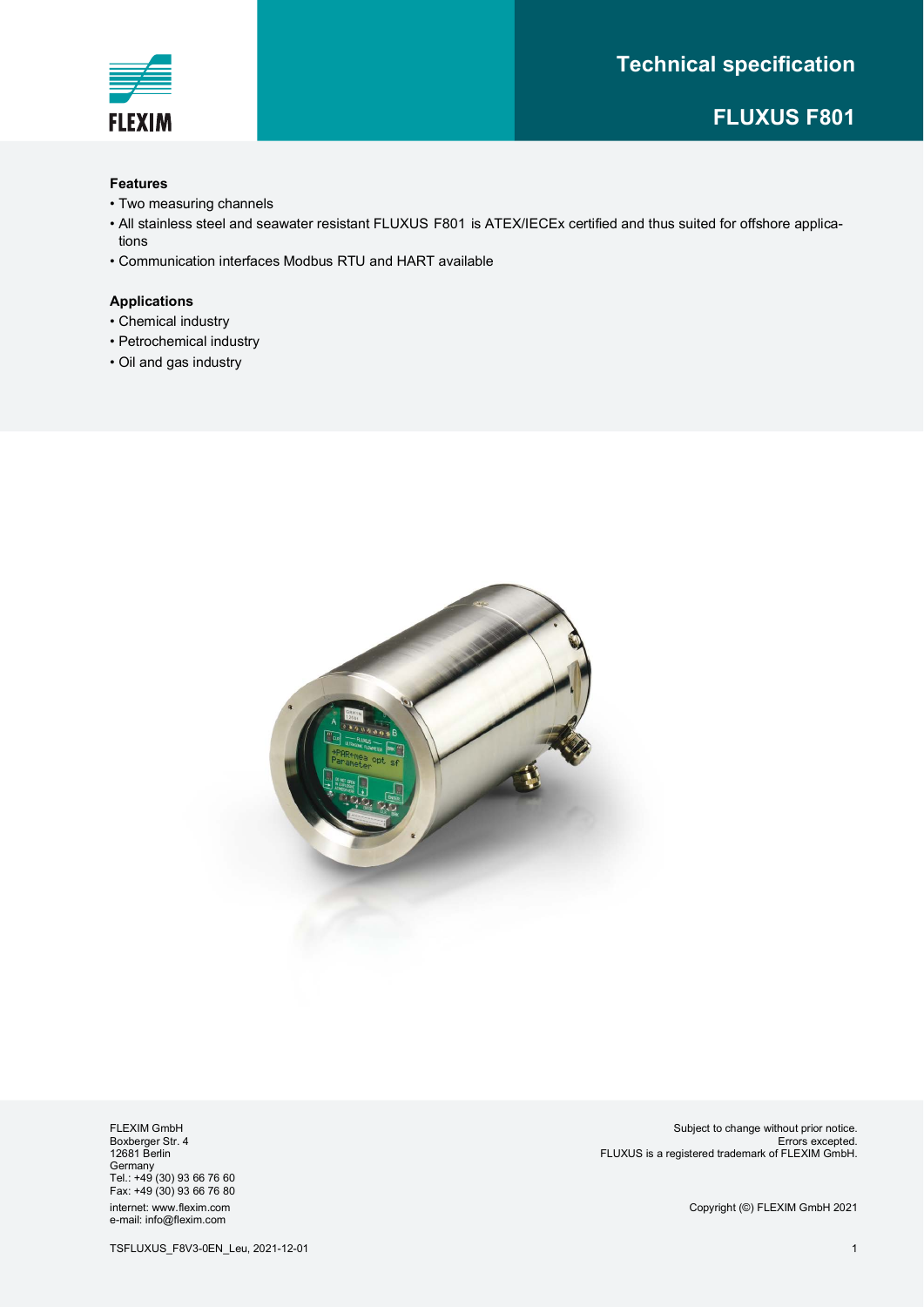# Technical specification

## FLUXUS F801

### Features

- Two measuring channels
- All stainless steel and seawater resistant FLUXUS F801 is ATEX/IECEx certified and thus suited for offshore applications
- Communication interfaces Modbus RTU and HART available

### Applications

- Chemical industry
- Petrochemical industry
- Oil and gas industry

FLEXIM GmbH
Boxberger Str. 4
12681 Berlin
Germany
Tel.: +49 (30) 93 66 76 60
Fax: +49 (30) 93 66 76 80
internet: www.flexim.com
e-mail: info@flexim.com

Subject to change without prior notice.
Errors excepted.
FLUXUS is a registered trademark of FLEXIM GmbH.

Copyright (©) FLEXIM GmbH 2021

TSFLUXUS_F8V3-0EN_Leu, 2021-12-01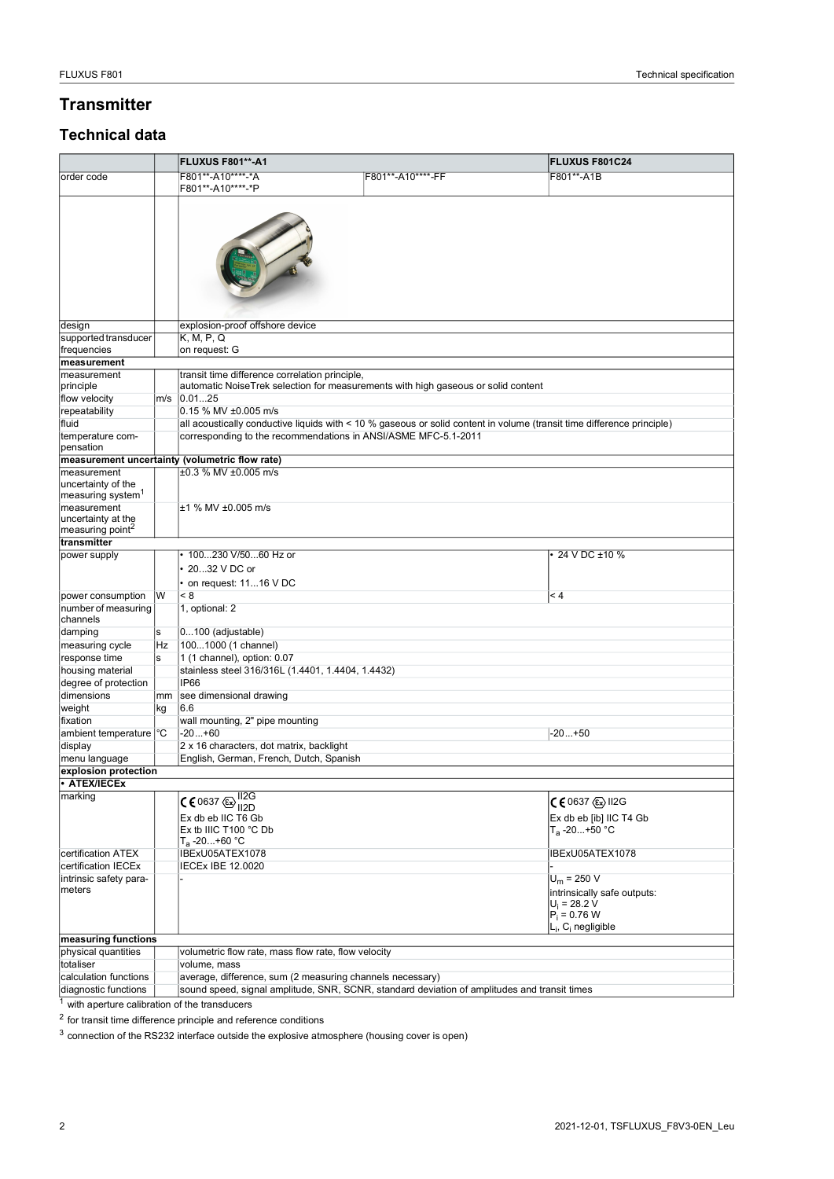## Transmitter

### Technical data

| | | FLUXUS F801**-A1 | | FLUXUS F801C24 |
|---|---|---|---|---|
| order code | | F801**-A10****-*A<br>F801**-A10****-*P | F801**-A10****-FF | F801**-A1B |
| design | | explosion-proof offshore device | | |
| supported transducer frequencies | | K, M, P, Q<br>on request: G | | |
| **measurement** | | | | |
| measurement principle | | transit time difference correlation principle,<br>automatic NoiseTrek selection for measurements with high gaseous or solid content | | |
| flow velocity | m/s | 0.01...25 | | |
| repeatability | | 0.15 % MV ±0.005 m/s | | |
| fluid | | all acoustically conductive liquids with < 10 % gaseous or solid content in volume (transit time difference principle) | | |
| temperature compensation | | corresponding to the recommendations in ANSI/ASME MFC-5.1-2011 | | |
| **measurement uncertainty (volumetric flow rate)** | | | | |
| measurement uncertainty of the measuring system[1] | | ±0.3 % MV ±0.005 m/s | | |
| measurement uncertainty at the measuring point[2] | | ±1 % MV ±0.005 m/s | | |
| **transmitter** | | | | |
| power supply | | • 100...230 V/50...60 Hz or<br>• 20...32 V DC or<br>• on request: 11...16 V DC | | • 24 V DC ±10 % |
| power consumption | W | < 8 | | < 4 |
| number of measuring channels | | 1, optional: 2 | | |
| damping | s | 0...100 (adjustable) | | |
| measuring cycle | Hz | 100...1000 (1 channel) | | |
| response time | s | 1 (1 channel), option: 0.07 | | |
| housing material | | stainless steel 316/316L (1.4401, 1.4404, 1.4432) | | |
| degree of protection | | IP66 | | |
| dimensions | mm | see dimensional drawing | | |
| weight | kg | 6.6 | | |
| fixation | | wall mounting, 2" pipe mounting | | |
| ambient temperature | °C | -20...+60 | | -20...+50 |
| display | | 2 x 16 characters, dot matrix, backlight | | |
| menu language | | English, German, French, Dutch, Spanish | | |
| **explosion protection** | | | | |
| **• ATEX/IECEx** | | | | |
| marking | | CE 0637 Ex II2G II2D<br>Ex db eb IIC T6 Gb<br>Ex tb IIIC T100 °C Db<br>$T_a$ -20...+60 °C | | CE 0637 Ex II2G<br>Ex db eb [ib] IIC T4 Gb<br>$T_a$ -20...+50 °C |
| certification ATEX | | IBExU05ATEX1078 | | IBExU05ATEX1078 |
| certification IECEx | | IECEx IBE 12.0020 | | - |
| intrinsic safety parameters | | - | | $U_m$ = 250 V<br>intrinsically safe outputs:<br>$U_i$ = 28.2 V<br>$P_i$ = 0.76 W<br>$L_i$, $C_i$ negligible |
| **measuring functions** | | | | |
| physical quantities | | volumetric flow rate, mass flow rate, flow velocity | | |
| totaliser | | volume, mass | | |
| calculation functions | | average, difference, sum (2 measuring channels necessary) | | |
| diagnostic functions | | sound speed, signal amplitude, SNR, SCNR, standard deviation of amplitudes and transit times | | |

[1] with aperture calibration of the transducers

[2] for transit time difference principle and reference conditions

[3] connection of the RS232 interface outside the explosive atmosphere (housing cover is open)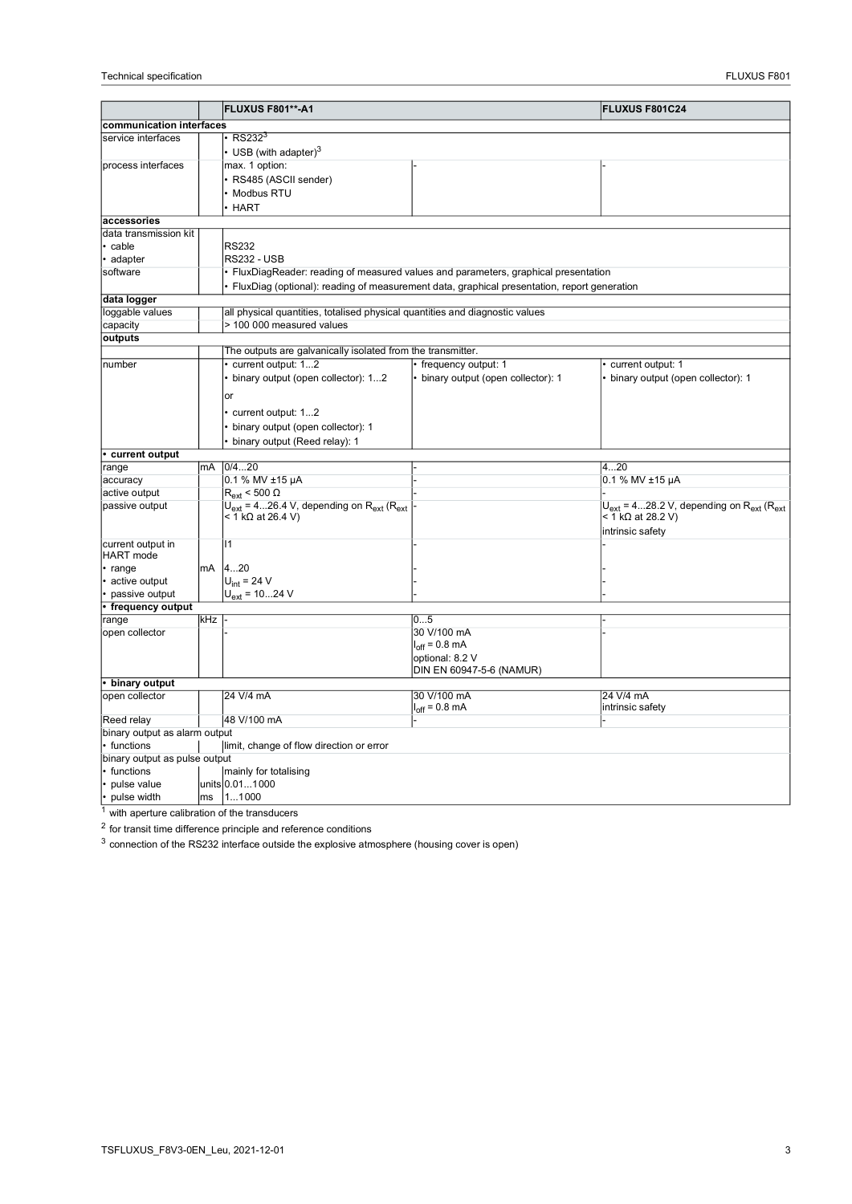| | | FLUXUS F801**-A1 | | FLUXUS F801C24 |
|---|---|---|---|---|
| **communication interfaces** | | | | |
| service interfaces | | • RS232[3] | | |
| | | • USB (with adapter)[3] | | |
| process interfaces | | max. 1 option: | - | - |
| | | • RS485 (ASCII sender) | | |
| | | • Modbus RTU | | |
| | | • HART | | |
| **accessories** | | | | |
| data transmission kit | | | | |
| • cable | | RS232 | | |
| • adapter | | RS232 - USB | | |
| software | | • FluxDiagReader: reading of measured values and parameters, graphical presentation | | |
| | | • FluxDiag (optional): reading of measurement data, graphical presentation, report generation | | |
| **data logger** | | | | |
| loggable values | | all physical quantities, totalised physical quantities and diagnostic values | | |
| capacity | | > 100 000 measured values | | |
| **outputs** | | | | |
| | | The outputs are galvanically isolated from the transmitter. | | |
| number | | • current output: 1...2 | • frequency output: 1 | • current output: 1 |
| | | • binary output (open collector): 1...2 | • binary output (open collector): 1 | • binary output (open collector): 1 |
| | | or | | |
| | | • current output: 1...2 | | |
| | | • binary output (open collector): 1 | | |
| | | • binary output (Reed relay): 1 | | |
| **• current output** | | | | |
| range | mA | 0/4...20 | - | 4...20 |
| accuracy | | 0.1 % MV ±15 µA | - | 0.1 % MV ±15 µA |
| active output | | $R_{ext}$ < 500 Ω | - | - |
| passive output | | $U_{ext}$ = 4...26.4 V, depending on $R_{ext}$ ($R_{ext}$ < 1 kΩ at 26.4 V) | - | $U_{ext}$ = 4...28.2 V, depending on $R_{ext}$ ($R_{ext}$ < 1 kΩ at 28.2 V) |
| | | | | intrinsic safety |
| current output in HART mode | | I1 | - | - |
| • range | mA | 4...20 | - | - |
| • active output | | $U_{int}$ = 24 V | - | - |
| • passive output | | $U_{ext}$ = 10...24 V | - | - |
| **• frequency output** | | | | |
| range | kHz | - | 0...5 | - |
| open collector | | - | 30 V/100 mA | - |
| | | | $I_{off}$ = 0.8 mA | |
| | | | optional: 8.2 V | |
| | | | DIN EN 60947-5-6 (NAMUR) | |
| **• binary output** | | | | |
| open collector | | 24 V/4 mA | 30 V/100 mA<br>$I_{off}$ = 0.8 mA | 24 V/4 mA<br>intrinsic safety |
| Reed relay | | 48 V/100 mA | - | - |
| binary output as alarm output | | | | |
| • functions | | limit, change of flow direction or error | | |
| binary output as pulse output | | | | |
| • functions | | mainly for totalising | | |
| • pulse value | units | 0.01...1000 | | |
| • pulse width | ms | 1...1000 | | |

[1] with aperture calibration of the transducers

[2] for transit time difference principle and reference conditions

[3] connection of the RS232 interface outside the explosive atmosphere (housing cover is open)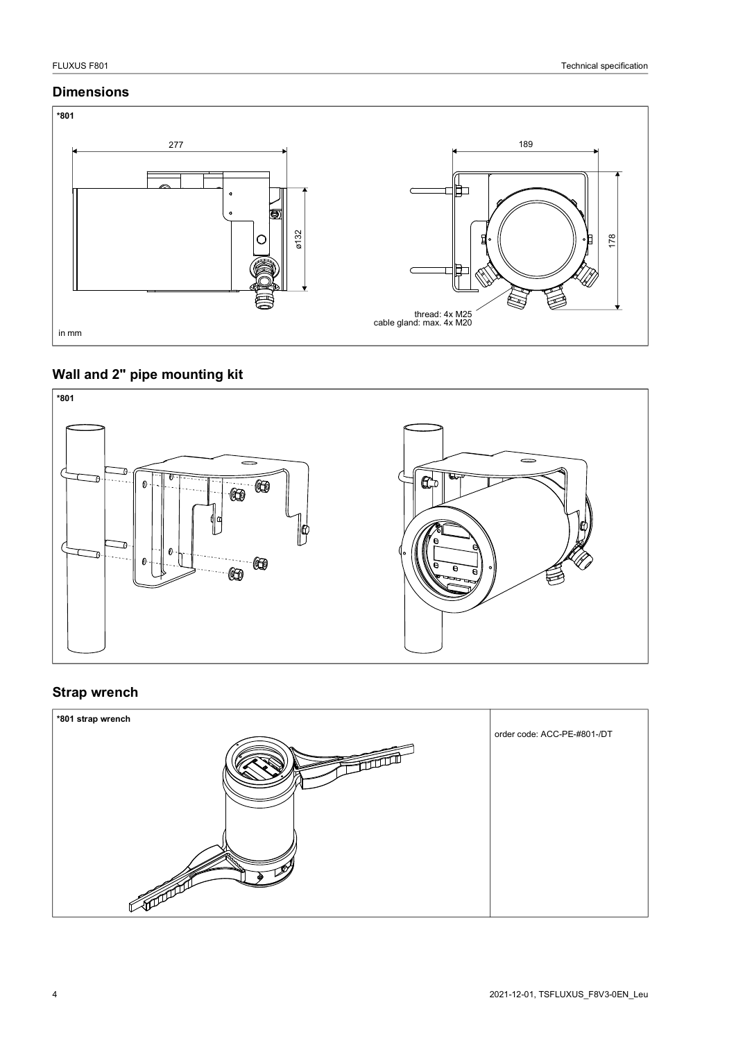## Dimensions

*801

277

189

ø132

178

thread: 4x M25
cable gland: max. 4x M20

in mm

## Wall and 2" pipe mounting kit

*801

## Strap wrench

| *801 strap wrench | order code: ACC-PE-#801-/DT |
| --- | --- |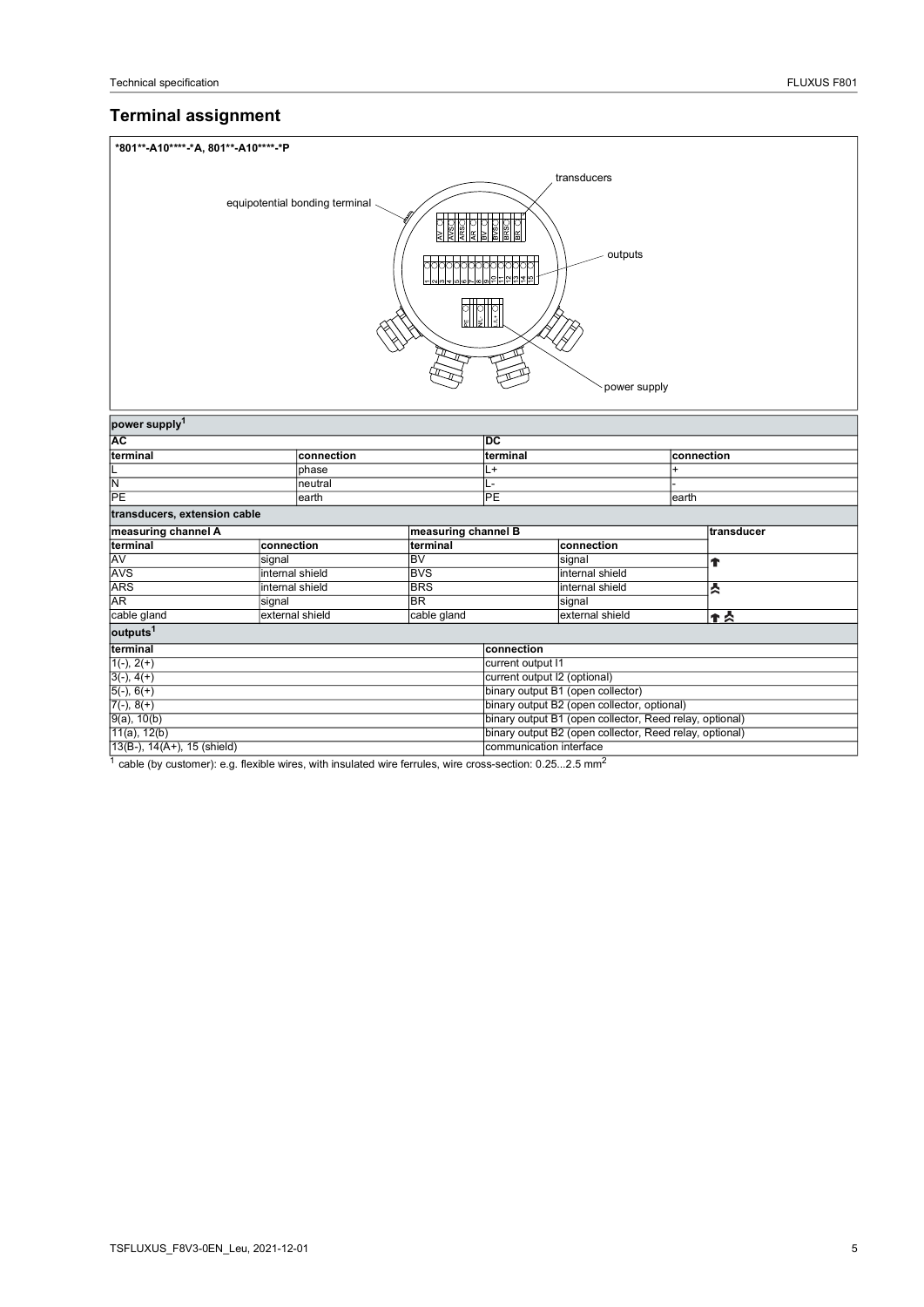# Terminal assignment

**\*801\*\*-A10\*\*\*\*-\*A, 801\*\*-A10\*\*\*\*-\*P**

equipotential bonding terminal

transducers

outputs

power supply

| power supply[1] | | | |
|---|---|---|---|
| **AC** | | **DC** | |
| **terminal** | **connection** | **terminal** | **connection** |
| L | phase | L+ | + |
| N | neutral | L- | - |
| PE | earth | PE | earth |

| transducers, extension cable | | | | |
|---|---|---|---|---|
| **measuring channel A** | | **measuring channel B** | | **transducer** |
| **terminal** | **connection** | **terminal** | **connection** | |
| AV | signal | BV | signal | ↑ |
| AVS | internal shield | BVS | internal shield | |
| ARS | internal shield | BRS | internal shield | ⩓ |
| AR | signal | BR | signal | |
| cable gland | external shield | cable gland | external shield | ↑ ⩓ |

| outputs[1] | |
|---|---|
| **terminal** | **connection** |
| 1(-), 2(+) | current output I1 |
| 3(-), 4(+) | current output I2 (optional) |
| 5(-), 6(+) | binary output B1 (open collector) |
| 7(-), 8(+) | binary output B2 (open collector, optional) |
| 9(a), 10(b) | binary output B1 (open collector, Reed relay, optional) |
| 11(a), 12(b) | binary output B2 (open collector, Reed relay, optional) |
| 13(B-), 14(A+), 15 (shield) | communication interface |

[1] cable (by customer): e.g. flexible wires, with insulated wire ferrules, wire cross-section: 0.25...2.5 mm$^2$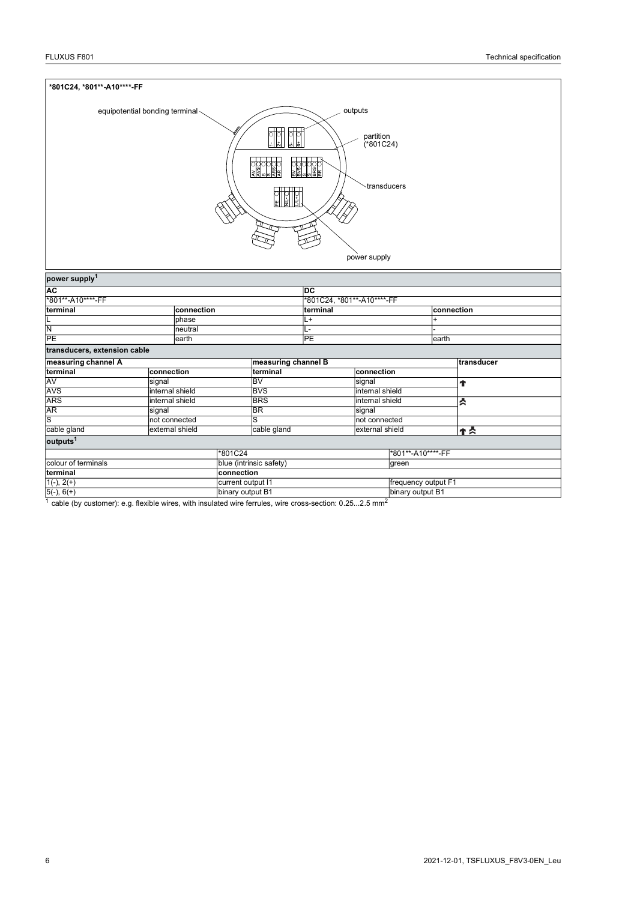**\*801C24, \*801\*\*-A10\*\*\*\*-FF**

equipotential bonding terminal

outputs

partition (\*801C24)

transducers

power supply

| power supply[1] | | | |
|---|---|---|---|
| **AC** | | **DC** | |
| \*801\*\*-A10\*\*\*\*-FF | | \*801C24, \*801\*\*-A10\*\*\*\*-FF | |
| **terminal** | **connection** | **terminal** | **connection** |
| L | phase | L+ | + |
| N | neutral | L- | - |
| PE | earth | PE | earth |

| transducers, extension cable | | | | |
|---|---|---|---|---|
| **measuring channel A** | | **measuring channel B** | | **transducer** |
| **terminal** | **connection** | **terminal** | **connection** | |
| AV | signal | BV | signal | ↑ |
| AVS | internal shield | BVS | internal shield | |
| ARS | internal shield | BRS | internal shield | ⥯ |
| AR | signal | BR | signal | |
| S | not connected | S | not connected | |
| cable gland | external shield | cable gland | external shield | ↑ ⥯ |

| outputs[1] | | |
|---|---|---|
| | \*801C24 | \*801\*\*-A10\*\*\*\*-FF |
| colour of terminals | blue (intrinsic safety) | green |
| **terminal** | **connection** | |
| 1(-), 2(+) | current output I1 | frequency output F1 |
| 5(-), 6(+) | binary output B1 | binary output B1 |

[1] cable (by customer): e.g. flexible wires, with insulated wire ferrules, wire cross-section: 0.25...2.5 $mm^2$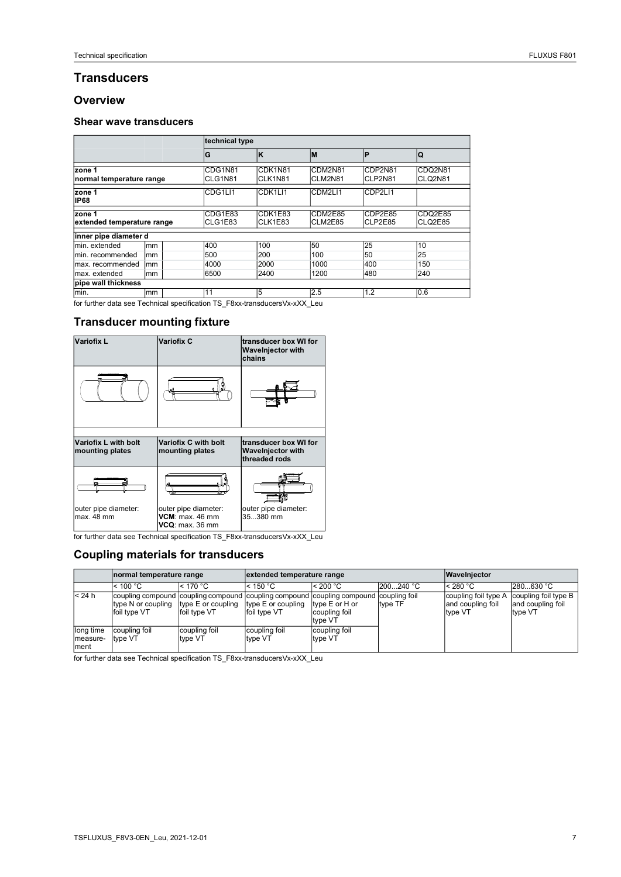# Transducers

## Overview

### Shear wave transducers

| | | technical type | | | | |
|---|---|---|---|---|---|---|
| | | G | K | M | P | Q |
| zone 1<br>normal temperature range | | CDG1N81<br>CLG1N81 | CDK1N81<br>CLK1N81 | CDM2N81<br>CLM2N81 | CDP2N81<br>CLP2N81 | CDQ2N81<br>CLQ2N81 |
| zone 1<br>IP68 | | CDG1LI1 | CDK1LI1 | CDM2LI1 | CDP2LI1 | |
| zone 1<br>extended temperature range | | CDG1E83<br>CLG1E83 | CDK1E83<br>CLK1E83 | CDM2E85<br>CLM2E85 | CDP2E85<br>CLP2E85 | CDQ2E85<br>CLQ2E85 |
| **inner pipe diameter d** | | | | | | |
| min. extended | mm | 400 | 100 | 50 | 25 | 10 |
| min. recommended | mm | 500 | 200 | 100 | 50 | 25 |
| max. recommended | mm | 4000 | 2000 | 1000 | 400 | 150 |
| max. extended | mm | 6500 | 2400 | 1200 | 480 | 240 |
| **pipe wall thickness** | | | | | | |
| min. | mm | 11 | 5 | 2.5 | 1.2 | 0.6 |

for further data see Technical specification TS_F8xx-transducersVx-xXX_Leu

## Transducer mounting fixture

| Variofix L | Variofix C | transducer box WI for WaveInjector with chains |
|---|---|---|
| | | |
| **Variofix L with bolt mounting plates** | **Variofix C with bolt mounting plates** | **transducer box WI for WaveInjector with threaded rods** |
| outer pipe diameter:<br>max. 48 mm | outer pipe diameter:<br>**VCM**: max. 46 mm<br>**VCQ**: max. 36 mm | outer pipe diameter:<br>35...380 mm |

for further data see Technical specification TS_F8xx-transducersVx-xXX_Leu

## Coupling materials for transducers

| | normal temperature range | | extended temperature range | | | WaveInjector | |
|---|---|---|---|---|---|---|---|
| | < 100 °C | < 170 °C | < 150 °C | < 200 °C | 200...240 °C | < 280 °C | 280...630 °C |
| < 24 h | coupling compound type N or coupling foil type VT | coupling compound type E or coupling foil type VT | coupling compound type E or coupling foil type VT | coupling compound type E or H or coupling foil type VT | coupling foil type TF | coupling foil type A and coupling foil type VT | coupling foil type B and coupling foil type VT |
| long time measurement | coupling foil type VT | coupling foil type VT | coupling foil type VT | coupling foil type VT | | | |

for further data see Technical specification TS_F8xx-transducersVx-xXX_Leu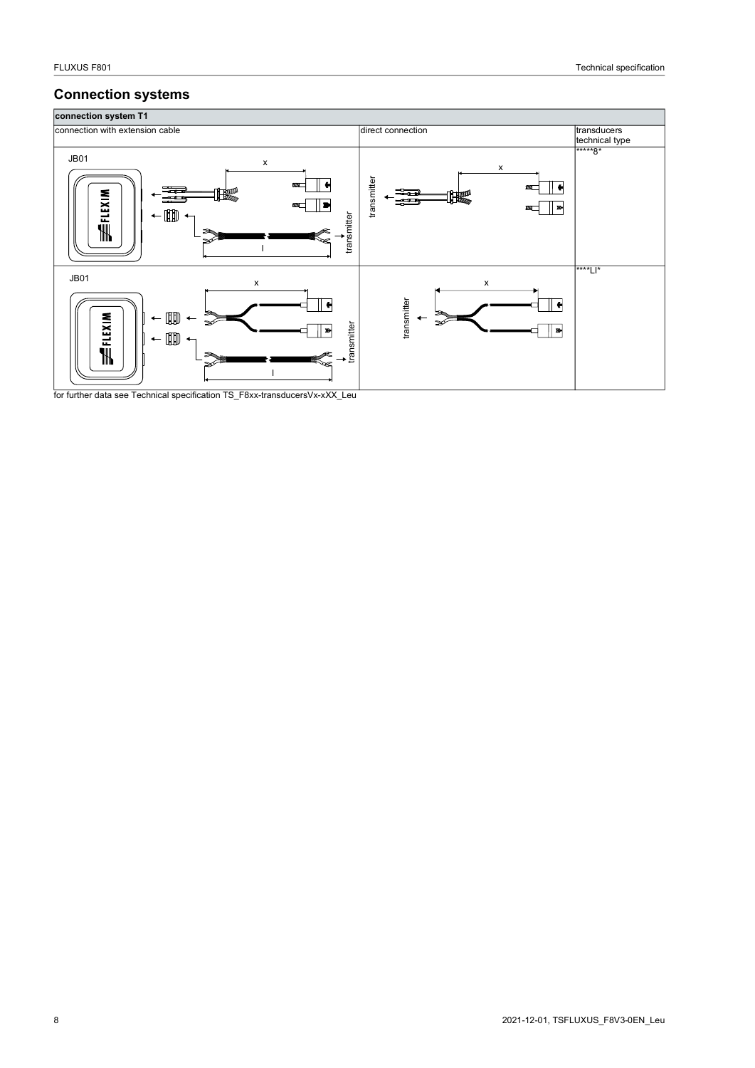## Connection systems

| connection system T1 | | |
|---|---|---|
| connection with extension cable | direct connection | transducers technical type |
| JB01<br>x<br>l<br>transmitter | transmitter<br>x | *****8* |
| JB01<br>x<br>l<br>transmitter | transmitter<br>x | ****LI* |

for further data see Technical specification TS_F8xx-transducersVx-xXX_Leu